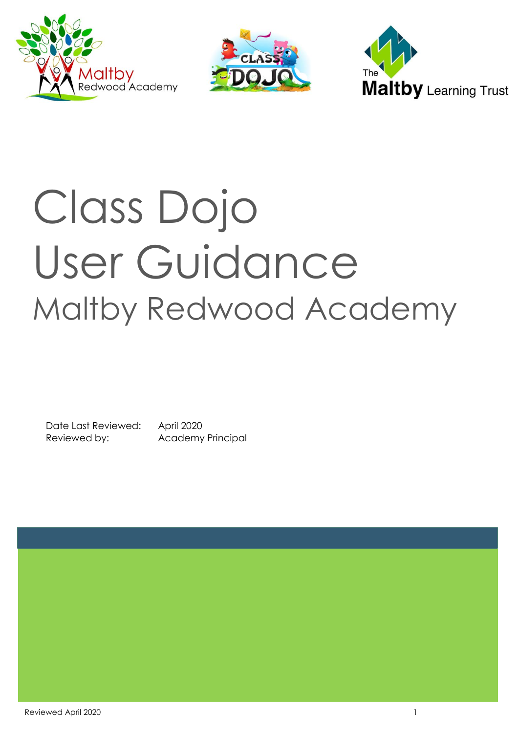# Class Dojo User Guidance

## Maltby Redwood Academy

Date Last Reviewed: April 2020
Reviewed by: Academy Principal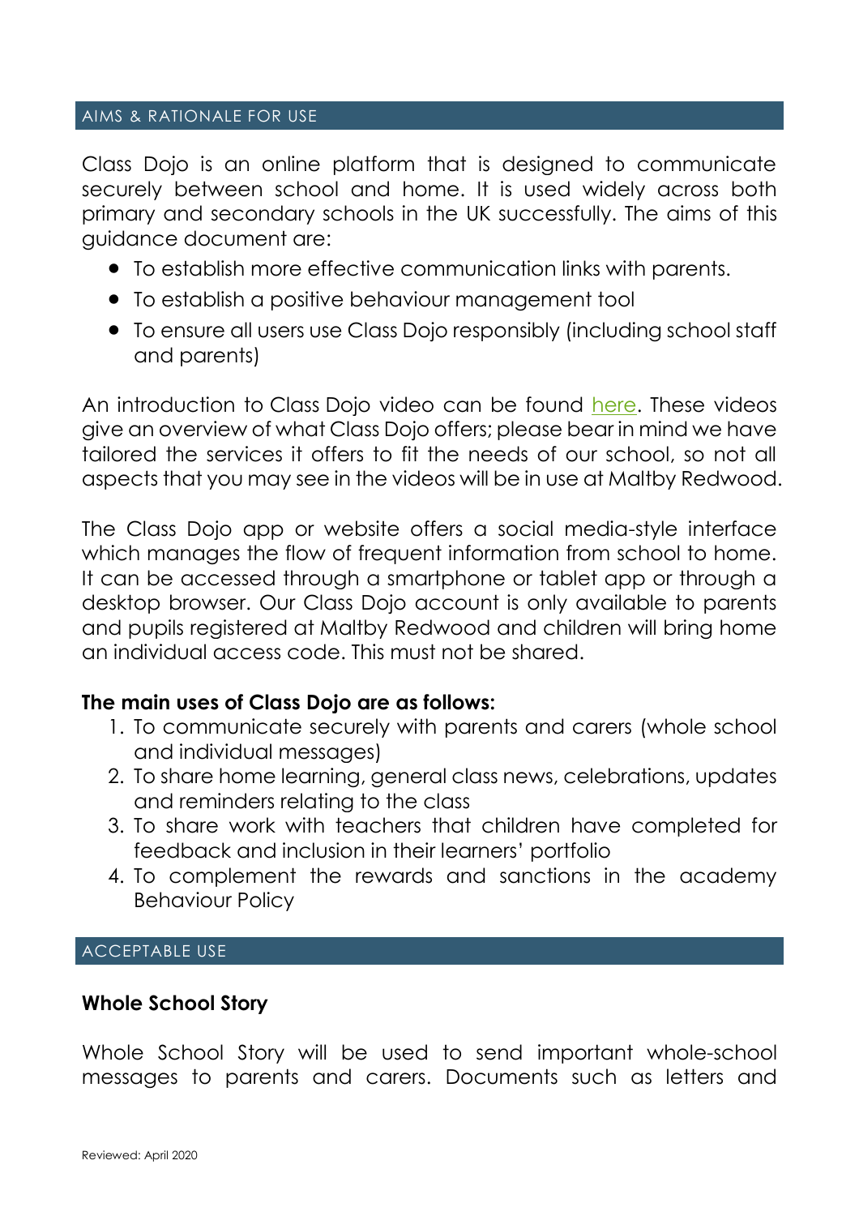## AIMS & RATIONALE FOR USE

Class Dojo is an online platform that is designed to communicate securely between school and home. It is used widely across both primary and secondary schools in the UK successfully. The aims of this guidance document are:

- To establish more effective communication links with parents.
- To establish a positive behaviour management tool
- To ensure all users use Class Dojo responsibly (including school staff and parents)

An introduction to Class Dojo video can be found here. These videos give an overview of what Class Dojo offers; please bear in mind we have tailored the services it offers to fit the needs of our school, so not all aspects that you may see in the videos will be in use at Maltby Redwood.

The Class Dojo app or website offers a social media-style interface which manages the flow of frequent information from school to home. It can be accessed through a smartphone or tablet app or through a desktop browser. Our Class Dojo account is only available to parents and pupils registered at Maltby Redwood and children will bring home an individual access code. This must not be shared.

**The main uses of Class Dojo are as follows:**

1. To communicate securely with parents and carers (whole school and individual messages)
2. To share home learning, general class news, celebrations, updates and reminders relating to the class
3. To share work with teachers that children have completed for feedback and inclusion in their learners' portfolio
4. To complement the rewards and sanctions in the academy Behaviour Policy

## ACCEPTABLE USE

### Whole School Story

Whole School Story will be used to send important whole-school messages to parents and carers. Documents such as letters and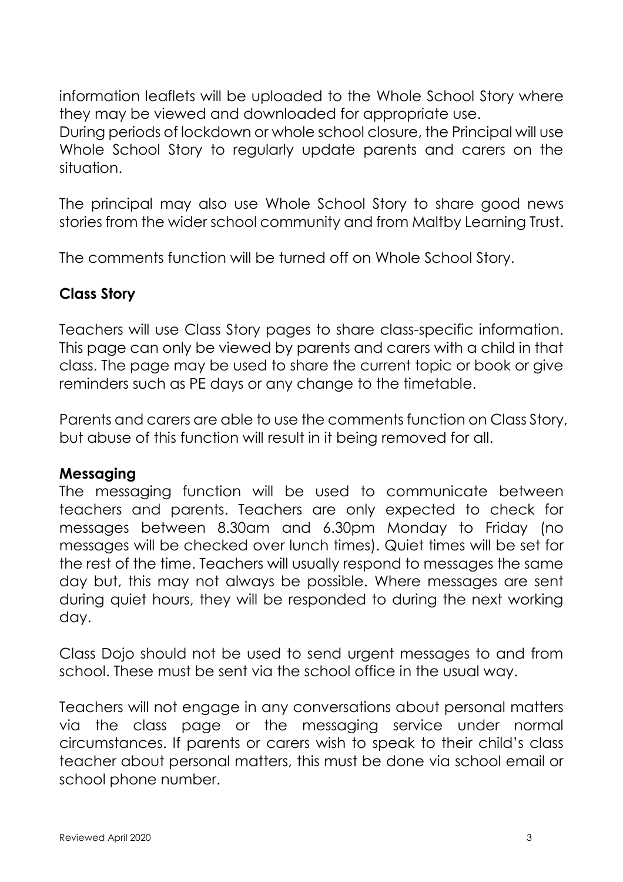information leaflets will be uploaded to the Whole School Story where they may be viewed and downloaded for appropriate use.
During periods of lockdown or whole school closure, the Principal will use Whole School Story to regularly update parents and carers on the situation.

The principal may also use Whole School Story to share good news stories from the wider school community and from Maltby Learning Trust.

The comments function will be turned off on Whole School Story.

**Class Story**

Teachers will use Class Story pages to share class-specific information. This page can only be viewed by parents and carers with a child in that class. The page may be used to share the current topic or book or give reminders such as PE days or any change to the timetable.

Parents and carers are able to use the comments function on Class Story, but abuse of this function will result in it being removed for all.

**Messaging**

The messaging function will be used to communicate between teachers and parents. Teachers are only expected to check for messages between 8.30am and 6.30pm Monday to Friday (no messages will be checked over lunch times). Quiet times will be set for the rest of the time. Teachers will usually respond to messages the same day but, this may not always be possible. Where messages are sent during quiet hours, they will be responded to during the next working day.

Class Dojo should not be used to send urgent messages to and from school. These must be sent via the school office in the usual way.

Teachers will not engage in any conversations about personal matters via the class page or the messaging service under normal circumstances. If parents or carers wish to speak to their child's class teacher about personal matters, this must be done via school email or school phone number.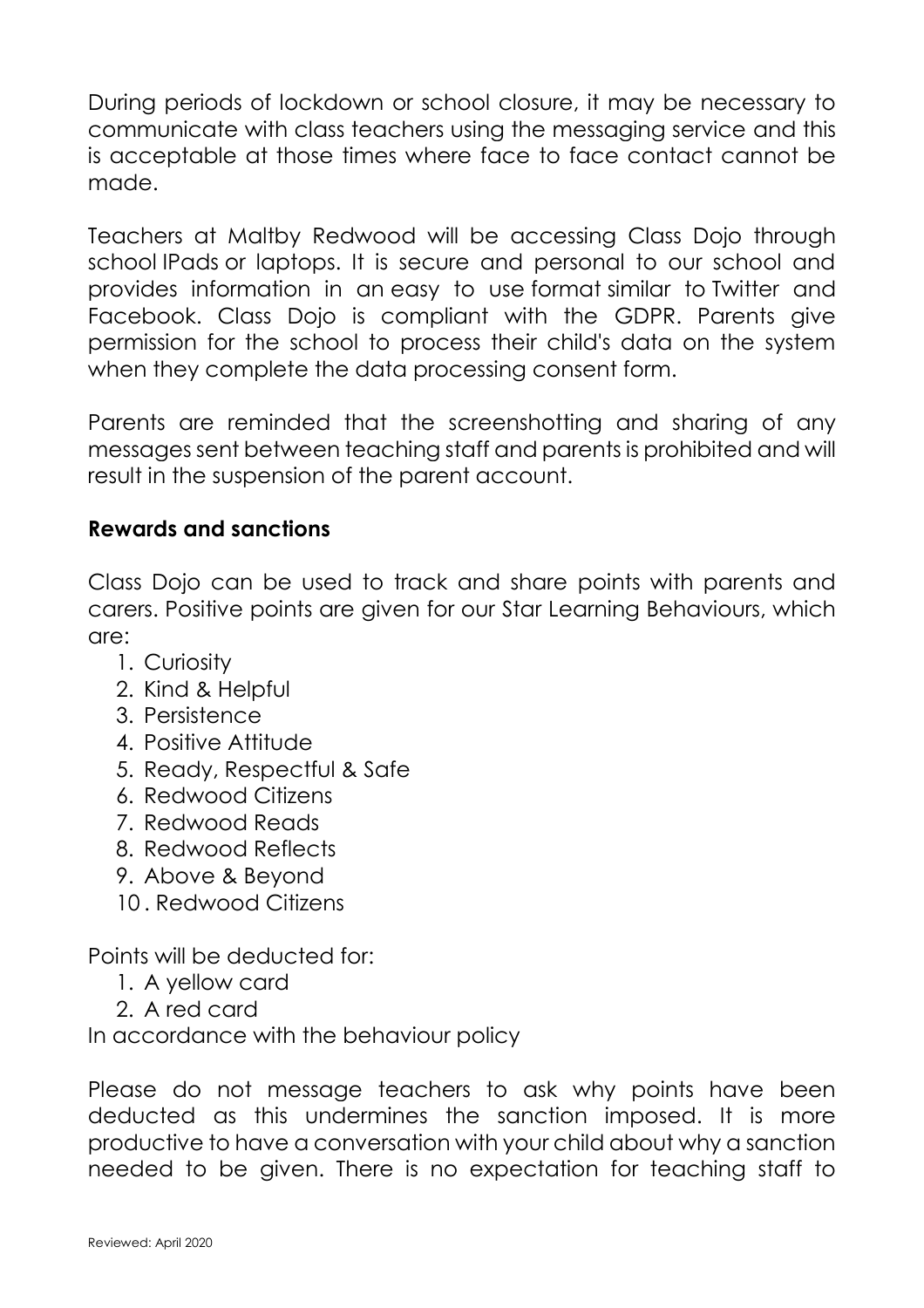During periods of lockdown or school closure, it may be necessary to communicate with class teachers using the messaging service and this is acceptable at those times where face to face contact cannot be made.

Teachers at Maltby Redwood will be accessing Class Dojo through school IPads or laptops. It is secure and personal to our school and provides information in an easy to use format similar to Twitter and Facebook. Class Dojo is compliant with the GDPR. Parents give permission for the school to process their child's data on the system when they complete the data processing consent form.

Parents are reminded that the screenshotting and sharing of any messages sent between teaching staff and parents is prohibited and will result in the suspension of the parent account.

**Rewards and sanctions**

Class Dojo can be used to track and share points with parents and carers. Positive points are given for our Star Learning Behaviours, which are:

1. Curiosity
2. Kind & Helpful
3. Persistence
4. Positive Attitude
5. Ready, Respectful & Safe
6. Redwood Citizens
7. Redwood Reads
8. Redwood Reflects
9. Above & Beyond
10. Redwood Citizens

Points will be deducted for:

1. A yellow card
2. A red card

In accordance with the behaviour policy

Please do not message teachers to ask why points have been deducted as this undermines the sanction imposed. It is more productive to have a conversation with your child about why a sanction needed to be given. There is no expectation for teaching staff to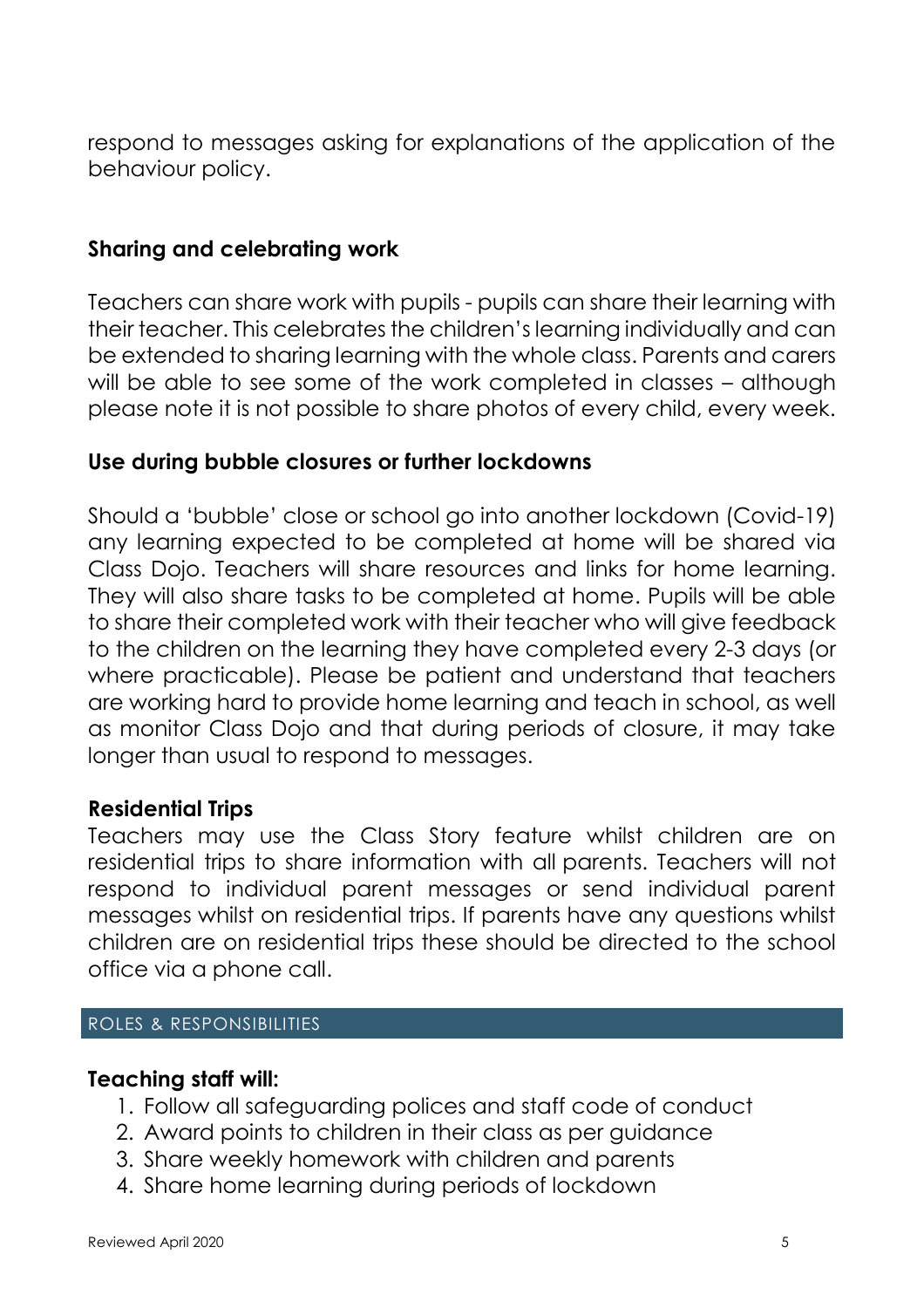respond to messages asking for explanations of the application of the behaviour policy.

### Sharing and celebrating work

Teachers can share work with pupils - pupils can share their learning with their teacher. This celebrates the children's learning individually and can be extended to sharing learning with the whole class. Parents and carers will be able to see some of the work completed in classes – although please note it is not possible to share photos of every child, every week.

### Use during bubble closures or further lockdowns

Should a 'bubble' close or school go into another lockdown (Covid-19) any learning expected to be completed at home will be shared via Class Dojo. Teachers will share resources and links for home learning. They will also share tasks to be completed at home. Pupils will be able to share their completed work with their teacher who will give feedback to the children on the learning they have completed every 2-3 days (or where practicable). Please be patient and understand that teachers are working hard to provide home learning and teach in school, as well as monitor Class Dojo and that during periods of closure, it may take longer than usual to respond to messages.

### Residential Trips

Teachers may use the Class Story feature whilst children are on residential trips to share information with all parents. Teachers will not respond to individual parent messages or send individual parent messages whilst on residential trips. If parents have any questions whilst children are on residential trips these should be directed to the school office via a phone call.

## ROLES & RESPONSIBILITIES

**Teaching staff will:**

1. Follow all safeguarding polices and staff code of conduct
2. Award points to children in their class as per guidance
3. Share weekly homework with children and parents
4. Share home learning during periods of lockdown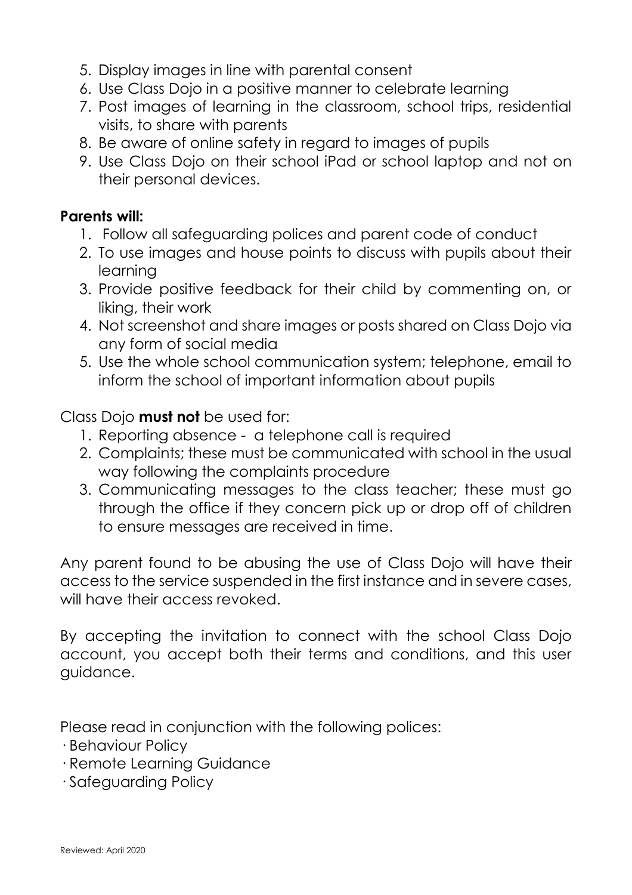5. Display images in line with parental consent
6. Use Class Dojo in a positive manner to celebrate learning
7. Post images of learning in the classroom, school trips, residential visits, to share with parents
8. Be aware of online safety in regard to images of pupils
9. Use Class Dojo on their school iPad or school laptop and not on their personal devices.

**Parents will:**

1. Follow all safeguarding polices and parent code of conduct
2. To use images and house points to discuss with pupils about their learning
3. Provide positive feedback for their child by commenting on, or liking, their work
4. Not screenshot and share images or posts shared on Class Dojo via any form of social media
5. Use the whole school communication system; telephone, email to inform the school of important information about pupils

Class Dojo **must not** be used for:

1. Reporting absence - a telephone call is required
2. Complaints; these must be communicated with school in the usual way following the complaints procedure
3. Communicating messages to the class teacher; these must go through the office if they concern pick up or drop off of children to ensure messages are received in time.

Any parent found to be abusing the use of Class Dojo will have their access to the service suspended in the first instance and in severe cases, will have their access revoked.

By accepting the invitation to connect with the school Class Dojo account, you accept both their terms and conditions, and this user guidance.

Please read in conjunction with the following polices:

· Behaviour Policy
· Remote Learning Guidance
· Safeguarding Policy

Reviewed: April 2020